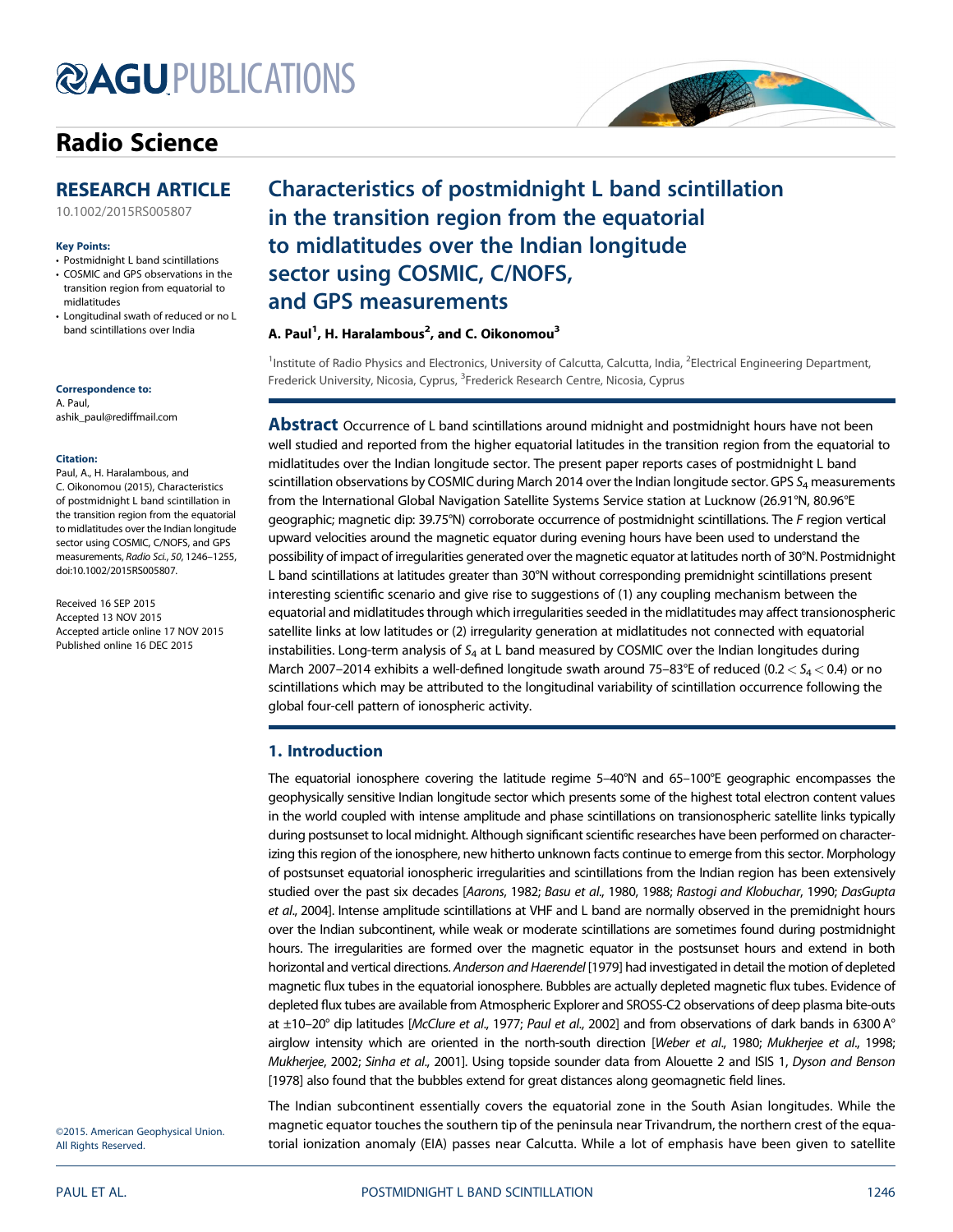# Radio Science

## RESEARCH ARTICLE

10.1002/2015RS005807

**Key Points:**

- Postmidnight L band scintillations
- COSMIC and GPS observations in the transition region from equatorial to midlatitudes
- Longitudinal swath of reduced or no L band scintillations over India

**Correspondence to:**

A. Paul,
ashik_paul@rediffmail.com

**Citation:**

Paul, A., H. Haralambous, and C. Oikonomou (2015), Characteristics of postmidnight L band scintillation in the transition region from the equatorial to midlatitudes over the Indian longitude sector using COSMIC, C/NOFS, and GPS measurements, *Radio Sci.*, *50*, 1246–1255, doi:10.1002/2015RS005807.

Received 16 SEP 2015
Accepted 13 NOV 2015
Accepted article online 17 NOV 2015
Published online 16 DEC 2015

©2015. American Geophysical Union. All Rights Reserved.

# Characteristics of postmidnight L band scintillation in the transition region from the equatorial to midlatitudes over the Indian longitude sector using COSMIC, C/NOFS, and GPS measurements

**A. Paul[1], H. Haralambous[2], and C. Oikonomou[3]**

[1]Institute of Radio Physics and Electronics, University of Calcutta, Calcutta, India, [2]Electrical Engineering Department, Frederick University, Nicosia, Cyprus, [3]Frederick Research Centre, Nicosia, Cyprus

**Abstract** Occurrence of L band scintillations around midnight and postmidnight hours have not been well studied and reported from the higher equatorial latitudes in the transition region from the equatorial to midlatitudes over the Indian longitude sector. The present paper reports cases of postmidnight L band scintillation observations by COSMIC during March 2014 over the Indian longitude sector. GPS $S_4$ measurements from the International Global Navigation Satellite Systems Service station at Lucknow (26.91°N, 80.96°E geographic; magnetic dip: 39.75°N) corroborate occurrence of postmidnight scintillations. The *F* region vertical upward velocities around the magnetic equator during evening hours have been used to understand the possibility of impact of irregularities generated over the magnetic equator at latitudes north of 30°N. Postmidnight L band scintillations at latitudes greater than 30°N without corresponding premidnight scintillations present interesting scientific scenario and give rise to suggestions of (1) any coupling mechanism between the equatorial and midlatitudes through which irregularities seeded in the midlatitudes may affect transionospheric satellite links at low latitudes or (2) irregularity generation at midlatitudes not connected with equatorial instabilities. Long-term analysis of $S_4$ at L band measured by COSMIC over the Indian longitudes during March 2007–2014 exhibits a well-defined longitude swath around 75–83°E of reduced ($0.2 < S_4 < 0.4$) or no scintillations which may be attributed to the longitudinal variability of scintillation occurrence following the global four-cell pattern of ionospheric activity.

## 1. Introduction

The equatorial ionosphere covering the latitude regime 5–40°N and 65–100°E geographic encompasses the geophysically sensitive Indian longitude sector which presents some of the highest total electron content values in the world coupled with intense amplitude and phase scintillations on transionospheric satellite links typically during postsunset to local midnight. Although significant scientific researches have been performed on characterizing this region of the ionosphere, new hitherto unknown facts continue to emerge from this sector. Morphology of postsunset equatorial ionospheric irregularities and scintillations from the Indian region has been extensively studied over the past six decades [*Aarons*, 1982; *Basu et al.*, 1980, 1988; *Rastogi and Klobuchar*, 1990; *DasGupta et al.*, 2004]. Intense amplitude scintillations at VHF and L band are normally observed in the premidnight hours over the Indian subcontinent, while weak or moderate scintillations are sometimes found during postmidnight hours. The irregularities are formed over the magnetic equator in the postsunset hours and extend in both horizontal and vertical directions. *Anderson and Haerendel* [1979] had investigated in detail the motion of depleted magnetic flux tubes in the equatorial ionosphere. Bubbles are actually depleted magnetic flux tubes. Evidence of depleted flux tubes are available from Atmospheric Explorer and SROSS-C2 observations of deep plasma bite-outs at ±10–20° dip latitudes [*McClure et al.*, 1977; *Paul et al.*, 2002] and from observations of dark bands in 6300 A° airglow intensity which are oriented in the north-south direction [*Weber et al.*, 1980; *Mukherjee et al.*, 1998; *Mukherjee*, 2002; *Sinha et al.*, 2001]. Using topside sounder data from Alouette 2 and ISIS 1, *Dyson and Benson* [1978] also found that the bubbles extend for great distances along geomagnetic field lines.

The Indian subcontinent essentially covers the equatorial zone in the South Asian longitudes. While the magnetic equator touches the southern tip of the peninsula near Trivandrum, the northern crest of the equatorial ionization anomaly (EIA) passes near Calcutta. While a lot of emphasis have been given to satellite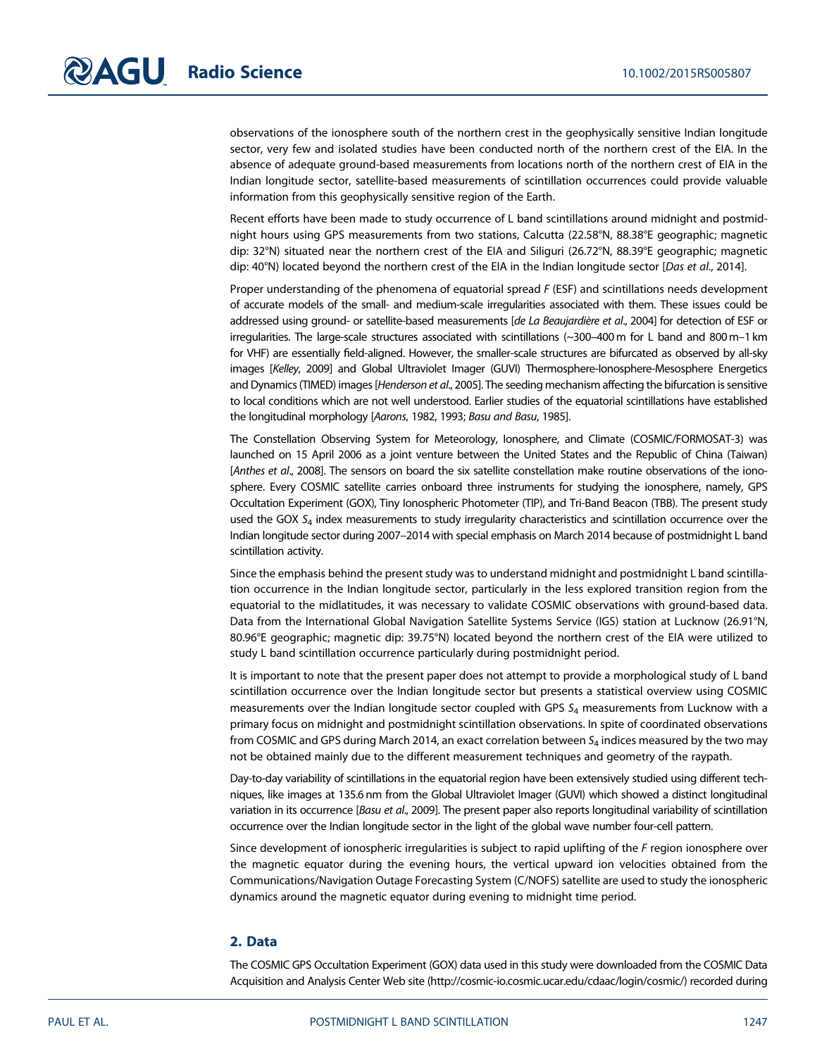observations of the ionosphere south of the northern crest in the geophysically sensitive Indian longitude sector, very few and isolated studies have been conducted north of the northern crest of the EIA. In the absence of adequate ground-based measurements from locations north of the northern crest of EIA in the Indian longitude sector, satellite-based measurements of scintillation occurrences could provide valuable information from this geophysically sensitive region of the Earth.

Recent efforts have been made to study occurrence of L band scintillations around midnight and postmidnight hours using GPS measurements from two stations, Calcutta (22.58°N, 88.38°E geographic; magnetic dip: 32°N) situated near the northern crest of the EIA and Siliguri (26.72°N, 88.39°E geographic; magnetic dip: 40°N) located beyond the northern crest of the EIA in the Indian longitude sector [*Das et al.*, 2014].

Proper understanding of the phenomena of equatorial spread *F* (ESF) and scintillations needs development of accurate models of the small- and medium-scale irregularities associated with them. These issues could be addressed using ground- or satellite-based measurements [*de La Beaujardière et al.*, 2004] for detection of ESF or irregularities. The large-scale structures associated with scintillations (~300–400 m for L band and 800 m–1 km for VHF) are essentially field-aligned. However, the smaller-scale structures are bifurcated as observed by all-sky images [*Kelley*, 2009] and Global Ultraviolet Imager (GUVI) Thermosphere-Ionosphere-Mesosphere Energetics and Dynamics (TIMED) images [*Henderson et al.*, 2005]. The seeding mechanism affecting the bifurcation is sensitive to local conditions which are not well understood. Earlier studies of the equatorial scintillations have established the longitudinal morphology [*Aarons*, 1982, 1993; *Basu and Basu*, 1985].

The Constellation Observing System for Meteorology, Ionosphere, and Climate (COSMIC/FORMOSAT-3) was launched on 15 April 2006 as a joint venture between the United States and the Republic of China (Taiwan) [*Anthes et al.*, 2008]. The sensors on board the six satellite constellation make routine observations of the ionosphere. Every COSMIC satellite carries onboard three instruments for studying the ionosphere, namely, GPS Occultation Experiment (GOX), Tiny Ionospheric Photometer (TIP), and Tri-Band Beacon (TBB). The present study used the GOX $S_4$ index measurements to study irregularity characteristics and scintillation occurrence over the Indian longitude sector during 2007–2014 with special emphasis on March 2014 because of postmidnight L band scintillation activity.

Since the emphasis behind the present study was to understand midnight and postmidnight L band scintillation occurrence in the Indian longitude sector, particularly in the less explored transition region from the equatorial to the midlatitudes, it was necessary to validate COSMIC observations with ground-based data. Data from the International Global Navigation Satellite Systems Service (IGS) station at Lucknow (26.91°N, 80.96°E geographic; magnetic dip: 39.75°N) located beyond the northern crest of the EIA were utilized to study L band scintillation occurrence particularly during postmidnight period.

It is important to note that the present paper does not attempt to provide a morphological study of L band scintillation occurrence over the Indian longitude sector but presents a statistical overview using COSMIC measurements over the Indian longitude sector coupled with GPS $S_4$ measurements from Lucknow with a primary focus on midnight and postmidnight scintillation observations. In spite of coordinated observations from COSMIC and GPS during March 2014, an exact correlation between $S_4$ indices measured by the two may not be obtained mainly due to the different measurement techniques and geometry of the raypath.

Day-to-day variability of scintillations in the equatorial region have been extensively studied using different techniques, like images at 135.6 nm from the Global Ultraviolet Imager (GUVI) which showed a distinct longitudinal variation in its occurrence [*Basu et al.*, 2009]. The present paper also reports longitudinal variability of scintillation occurrence over the Indian longitude sector in the light of the global wave number four-cell pattern.

Since development of ionospheric irregularities is subject to rapid uplifting of the *F* region ionosphere over the magnetic equator during the evening hours, the vertical upward ion velocities obtained from the Communications/Navigation Outage Forecasting System (C/NOFS) satellite are used to study the ionospheric dynamics around the magnetic equator during evening to midnight time period.

## 2. Data

The COSMIC GPS Occultation Experiment (GOX) data used in this study were downloaded from the COSMIC Data Acquisition and Analysis Center Web site (http://cosmic-io.cosmic.ucar.edu/cdaac/login/cosmic/) recorded during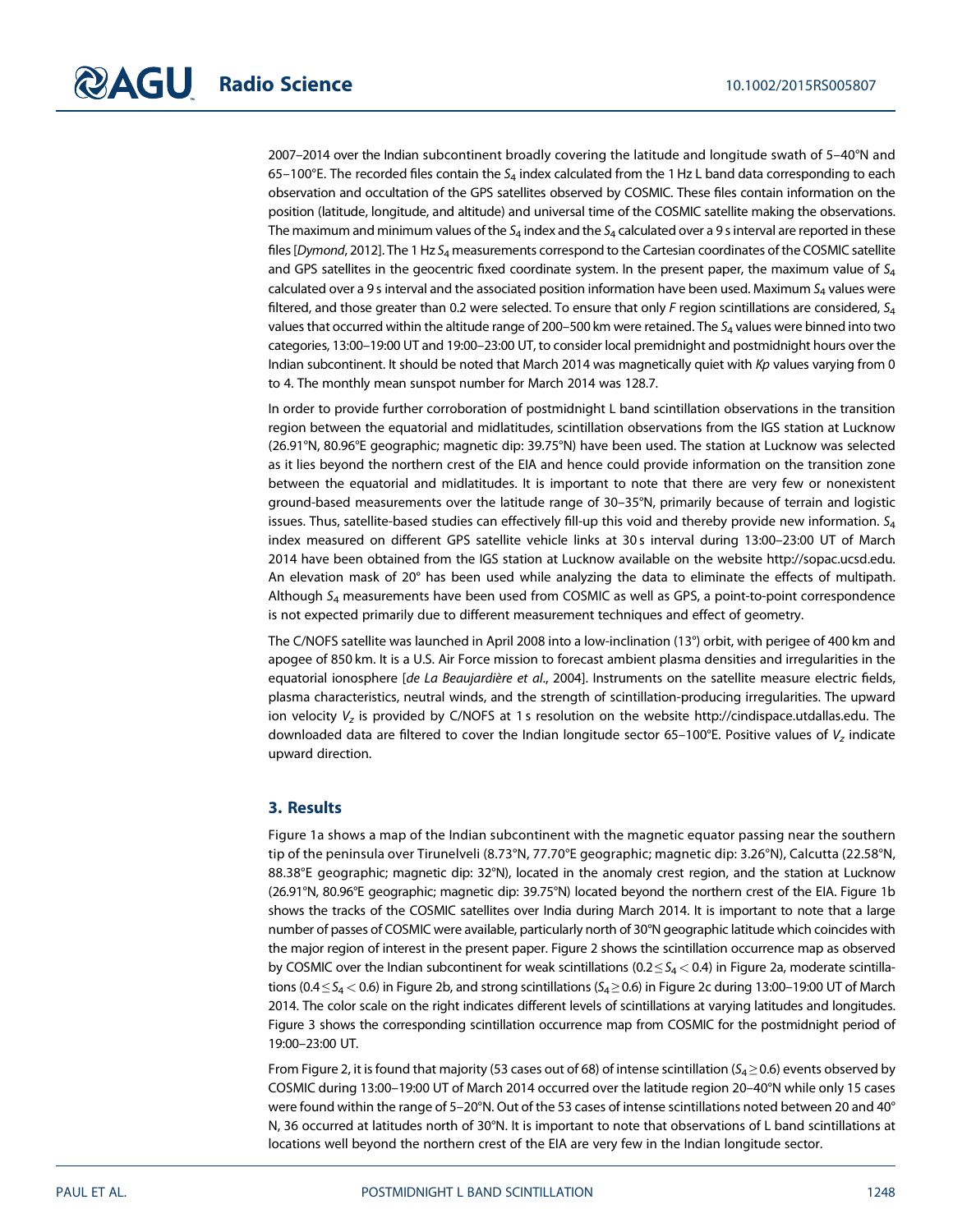2007–2014 over the Indian subcontinent broadly covering the latitude and longitude swath of 5–40°N and 65–100°E. The recorded files contain the $S_4$ index calculated from the 1 Hz L band data corresponding to each observation and occultation of the GPS satellites observed by COSMIC. These files contain information on the position (latitude, longitude, and altitude) and universal time of the COSMIC satellite making the observations. The maximum and minimum values of the $S_4$ index and the $S_4$ calculated over a 9 s interval are reported in these files [*Dymond*, 2012]. The 1 Hz $S_4$ measurements correspond to the Cartesian coordinates of the COSMIC satellite and GPS satellites in the geocentric fixed coordinate system. In the present paper, the maximum value of $S_4$ calculated over a 9 s interval and the associated position information have been used. Maximum $S_4$ values were filtered, and those greater than 0.2 were selected. To ensure that only *F* region scintillations are considered, $S_4$ values that occurred within the altitude range of 200–500 km were retained. The $S_4$ values were binned into two categories, 13:00–19:00 UT and 19:00–23:00 UT, to consider local premidnight and postmidnight hours over the Indian subcontinent. It should be noted that March 2014 was magnetically quiet with *Kp* values varying from 0 to 4. The monthly mean sunspot number for March 2014 was 128.7.

In order to provide further corroboration of postmidnight L band scintillation observations in the transition region between the equatorial and midlatitudes, scintillation observations from the IGS station at Lucknow (26.91°N, 80.96°E geographic; magnetic dip: 39.75°N) have been used. The station at Lucknow was selected as it lies beyond the northern crest of the EIA and hence could provide information on the transition zone between the equatorial and midlatitudes. It is important to note that there are very few or nonexistent ground-based measurements over the latitude range of 30–35°N, primarily because of terrain and logistic issues. Thus, satellite-based studies can effectively fill-up this void and thereby provide new information. $S_4$ index measured on different GPS satellite vehicle links at 30 s interval during 13:00–23:00 UT of March 2014 have been obtained from the IGS station at Lucknow available on the website http://sopac.ucsd.edu. An elevation mask of 20° has been used while analyzing the data to eliminate the effects of multipath. Although $S_4$ measurements have been used from COSMIC as well as GPS, a point-to-point correspondence is not expected primarily due to different measurement techniques and effect of geometry.

The C/NOFS satellite was launched in April 2008 into a low-inclination (13°) orbit, with perigee of 400 km and apogee of 850 km. It is a U.S. Air Force mission to forecast ambient plasma densities and irregularities in the equatorial ionosphere [*de La Beaujardière et al*., 2004]. Instruments on the satellite measure electric fields, plasma characteristics, neutral winds, and the strength of scintillation-producing irregularities. The upward ion velocity $V_z$ is provided by C/NOFS at 1 s resolution on the website http://cindispace.utdallas.edu. The downloaded data are filtered to cover the Indian longitude sector 65–100°E. Positive values of $V_z$ indicate upward direction.

## 3. Results

Figure 1a shows a map of the Indian subcontinent with the magnetic equator passing near the southern tip of the peninsula over Tirunelveli (8.73°N, 77.70°E geographic; magnetic dip: 3.26°N), Calcutta (22.58°N, 88.38°E geographic; magnetic dip: 32°N), located in the anomaly crest region, and the station at Lucknow (26.91°N, 80.96°E geographic; magnetic dip: 39.75°N) located beyond the northern crest of the EIA. Figure 1b shows the tracks of the COSMIC satellites over India during March 2014. It is important to note that a large number of passes of COSMIC were available, particularly north of 30°N geographic latitude which coincides with the major region of interest in the present paper. Figure 2 shows the scintillation occurrence map as observed by COSMIC over the Indian subcontinent for weak scintillations ($0.2 \leq S_4 < 0.4$) in Figure 2a, moderate scintillations ($0.4 \leq S_4 < 0.6$) in Figure 2b, and strong scintillations ($S_4 \geq 0.6$) in Figure 2c during 13:00–19:00 UT of March 2014. The color scale on the right indicates different levels of scintillations at varying latitudes and longitudes. Figure 3 shows the corresponding scintillation occurrence map from COSMIC for the postmidnight period of 19:00–23:00 UT.

From Figure 2, it is found that majority (53 cases out of 68) of intense scintillation ($S_4 \geq 0.6$) events observed by COSMIC during 13:00–19:00 UT of March 2014 occurred over the latitude region 20–40°N while only 15 cases were found within the range of 5–20°N. Out of the 53 cases of intense scintillations noted between 20 and 40°N, 36 occurred at latitudes north of 30°N. It is important to note that observations of L band scintillations at locations well beyond the northern crest of the EIA are very few in the Indian longitude sector.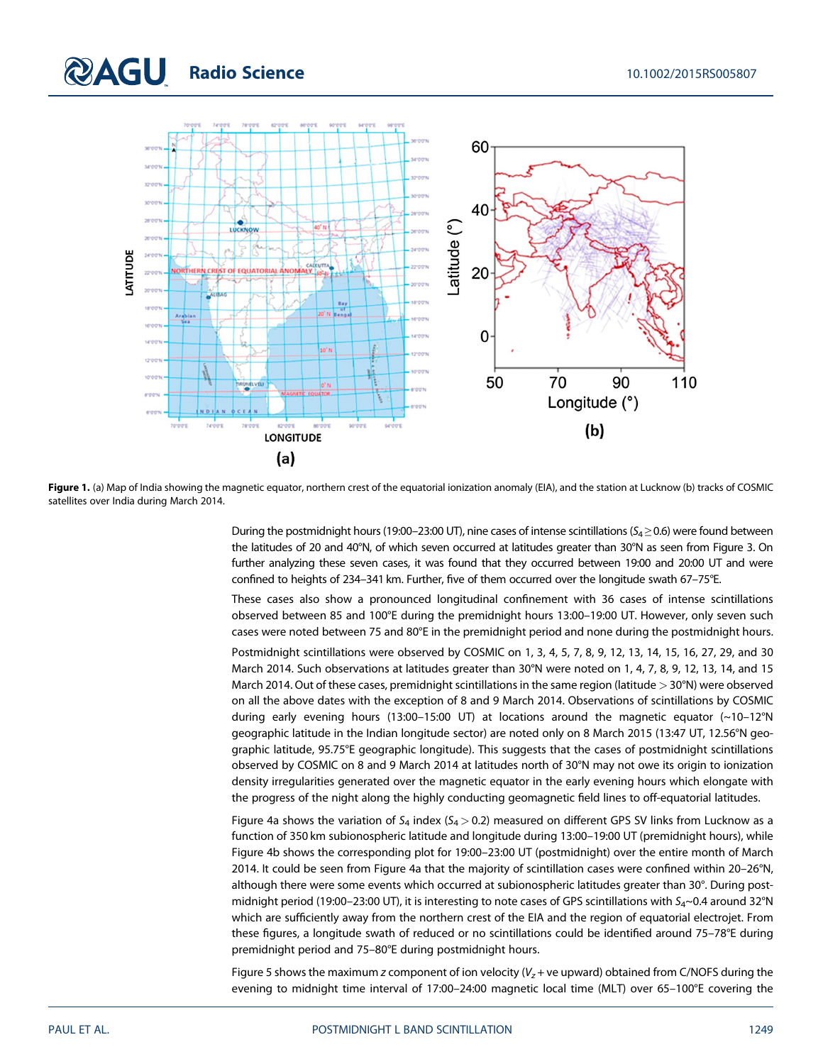**Figure 1.** (a) Map of India showing the magnetic equator, northern crest of the equatorial ionization anomaly (EIA), and the station at Lucknow (b) tracks of COSMIC satellites over India during March 2014.

During the postmidnight hours (19:00–23:00 UT), nine cases of intense scintillations ($S_4 \geq 0.6$) were found between the latitudes of 20 and 40°N, of which seven occurred at latitudes greater than 30°N as seen from Figure 3. On further analyzing these seven cases, it was found that they occurred between 19:00 and 20:00 UT and were confined to heights of 234–341 km. Further, five of them occurred over the longitude swath 67–75°E.

These cases also show a pronounced longitudinal confinement with 36 cases of intense scintillations observed between 85 and 100°E during the premidnight hours 13:00–19:00 UT. However, only seven such cases were noted between 75 and 80°E in the premidnight period and none during the postmidnight hours.

Postmidnight scintillations were observed by COSMIC on 1, 3, 4, 5, 7, 8, 9, 12, 13, 14, 15, 16, 27, 29, and 30 March 2014. Such observations at latitudes greater than 30°N were noted on 1, 4, 7, 8, 9, 12, 13, 14, and 15 March 2014. Out of these cases, premidnight scintillations in the same region (latitude > 30°N) were observed on all the above dates with the exception of 8 and 9 March 2014. Observations of scintillations by COSMIC during early evening hours (13:00–15:00 UT) at locations around the magnetic equator (~10–12°N geographic latitude in the Indian longitude sector) are noted only on 8 March 2015 (13:47 UT, 12.56°N geographic latitude, 95.75°E geographic longitude). This suggests that the cases of postmidnight scintillations observed by COSMIC on 8 and 9 March 2014 at latitudes north of 30°N may not owe its origin to ionization density irregularities generated over the magnetic equator in the early evening hours which elongate with the progress of the night along the highly conducting geomagnetic field lines to off-equatorial latitudes.

Figure 4a shows the variation of $S_4$ index ($S_4 > 0.2$) measured on different GPS SV links from Lucknow as a function of 350 km subionospheric latitude and longitude during 13:00–19:00 UT (premidnight hours), while Figure 4b shows the corresponding plot for 19:00–23:00 UT (postmidnight) over the entire month of March 2014. It could be seen from Figure 4a that the majority of scintillation cases were confined within 20–26°N, although there were some events which occurred at subionospheric latitudes greater than 30°. During postmidnight period (19:00–23:00 UT), it is interesting to note cases of GPS scintillations with $S_4$~0.4 around 32°N which are sufficiently away from the northern crest of the EIA and the region of equatorial electrojet. From these figures, a longitude swath of reduced or no scintillations could be identified around 75–78°E during premidnight period and 75–80°E during postmidnight hours.

Figure 5 shows the maximum *z* component of ion velocity ($V_z$ + ve upward) obtained from C/NOFS during the evening to midnight time interval of 17:00–24:00 magnetic local time (MLT) over 65–100°E covering the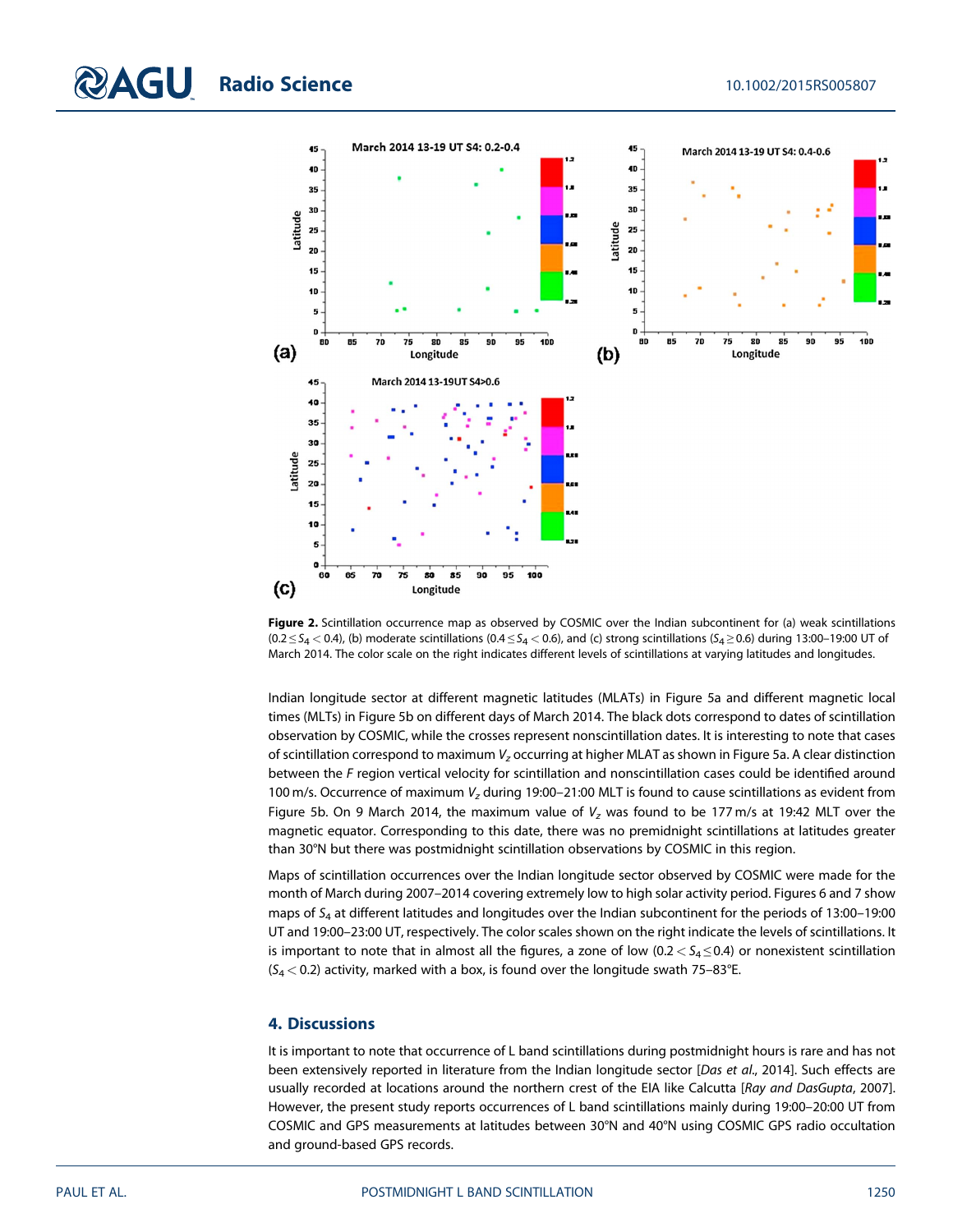Figure 2. Scintillation occurrence map as observed by COSMIC over the Indian subcontinent for (a) weak scintillations ($0.2 \le S_4 < 0.4$), (b) moderate scintillations ($0.4 \le S_4 < 0.6$), and (c) strong scintillations ($S_4 \ge 0.6$) during 13:00–19:00 UT of March 2014. The color scale on the right indicates different levels of scintillations at varying latitudes and longitudes.

Indian longitude sector at different magnetic latitudes (MLATs) in Figure 5a and different magnetic local times (MLTs) in Figure 5b on different days of March 2014. The black dots correspond to dates of scintillation observation by COSMIC, while the crosses represent nonscintillation dates. It is interesting to note that cases of scintillation correspond to maximum $V_z$ occurring at higher MLAT as shown in Figure 5a. A clear distinction between the *F* region vertical velocity for scintillation and nonscintillation cases could be identified around 100 m/s. Occurrence of maximum $V_z$ during 19:00–21:00 MLT is found to cause scintillations as evident from Figure 5b. On 9 March 2014, the maximum value of $V_z$ was found to be 177 m/s at 19:42 MLT over the magnetic equator. Corresponding to this date, there was no premidnight scintillations at latitudes greater than 30°N but there was postmidnight scintillation observations by COSMIC in this region.

Maps of scintillation occurrences over the Indian longitude sector observed by COSMIC were made for the month of March during 2007–2014 covering extremely low to high solar activity period. Figures 6 and 7 show maps of $S_4$ at different latitudes and longitudes over the Indian subcontinent for the periods of 13:00–19:00 UT and 19:00–23:00 UT, respectively. The color scales shown on the right indicate the levels of scintillations. It is important to note that in almost all the figures, a zone of low ($0.2 < S_4 \le 0.4$) or nonexistent scintillation ($S_4 < 0.2$) activity, marked with a box, is found over the longitude swath 75–83°E.

## 4. Discussions

It is important to note that occurrence of L band scintillations during postmidnight hours is rare and has not been extensively reported in literature from the Indian longitude sector [*Das et al.*, 2014]. Such effects are usually recorded at locations around the northern crest of the EIA like Calcutta [*Ray and DasGupta*, 2007]. However, the present study reports occurrences of L band scintillations mainly during 19:00–20:00 UT from COSMIC and GPS measurements at latitudes between 30°N and 40°N using COSMIC GPS radio occultation and ground-based GPS records.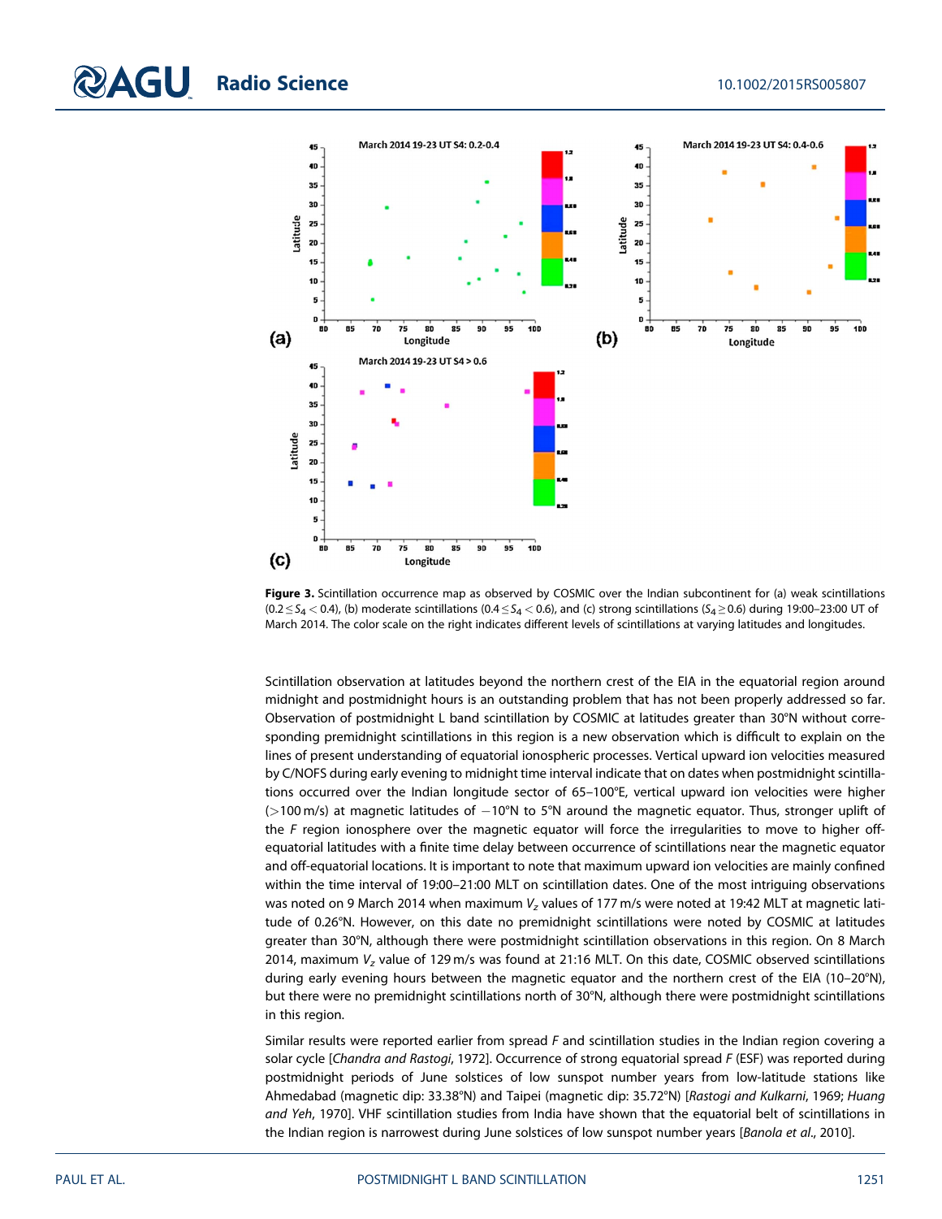**Figure 3.** Scintillation occurrence map as observed by COSMIC over the Indian subcontinent for (a) weak scintillations ($0.2 \le S_4 < 0.4$), (b) moderate scintillations ($0.4 \le S_4 < 0.6$), and (c) strong scintillations ($S_4 \ge 0.6$) during 19:00–23:00 UT of March 2014. The color scale on the right indicates different levels of scintillations at varying latitudes and longitudes.

Scintillation observation at latitudes beyond the northern crest of the EIA in the equatorial region around midnight and postmidnight hours is an outstanding problem that has not been properly addressed so far. Observation of postmidnight L band scintillation by COSMIC at latitudes greater than 30°N without corresponding premidnight scintillations in this region is a new observation which is difficult to explain on the lines of present understanding of equatorial ionospheric processes. Vertical upward ion velocities measured by C/NOFS during early evening to midnight time interval indicate that on dates when postmidnight scintillations occurred over the Indian longitude sector of 65–100°E, vertical upward ion velocities were higher (>100 m/s) at magnetic latitudes of −10°N to 5°N around the magnetic equator. Thus, stronger uplift of the *F* region ionosphere over the magnetic equator will force the irregularities to move to higher off-equatorial latitudes with a finite time delay between occurrence of scintillations near the magnetic equator and off-equatorial locations. It is important to note that maximum upward ion velocities are mainly confined within the time interval of 19:00–21:00 MLT on scintillation dates. One of the most intriguing observations was noted on 9 March 2014 when maximum $V_z$ values of 177 m/s were noted at 19:42 MLT at magnetic latitude of 0.26°N. However, on this date no premidnight scintillations were noted by COSMIC at latitudes greater than 30°N, although there were postmidnight scintillation observations in this region. On 8 March 2014, maximum $V_z$ value of 129 m/s was found at 21:16 MLT. On this date, COSMIC observed scintillations during early evening hours between the magnetic equator and the northern crest of the EIA (10–20°N), but there were no premidnight scintillations north of 30°N, although there were postmidnight scintillations in this region.

Similar results were reported earlier from spread *F* and scintillation studies in the Indian region covering a solar cycle [*Chandra and Rastogi*, 1972]. Occurrence of strong equatorial spread *F* (ESF) was reported during postmidnight periods of June solstices of low sunspot number years from low-latitude stations like Ahmedabad (magnetic dip: 33.38°N) and Taipei (magnetic dip: 35.72°N) [*Rastogi and Kulkarni*, 1969; *Huang and Yeh*, 1970]. VHF scintillation studies from India have shown that the equatorial belt of scintillations in the Indian region is narrowest during June solstices of low sunspot number years [*Banola et al.*, 2010].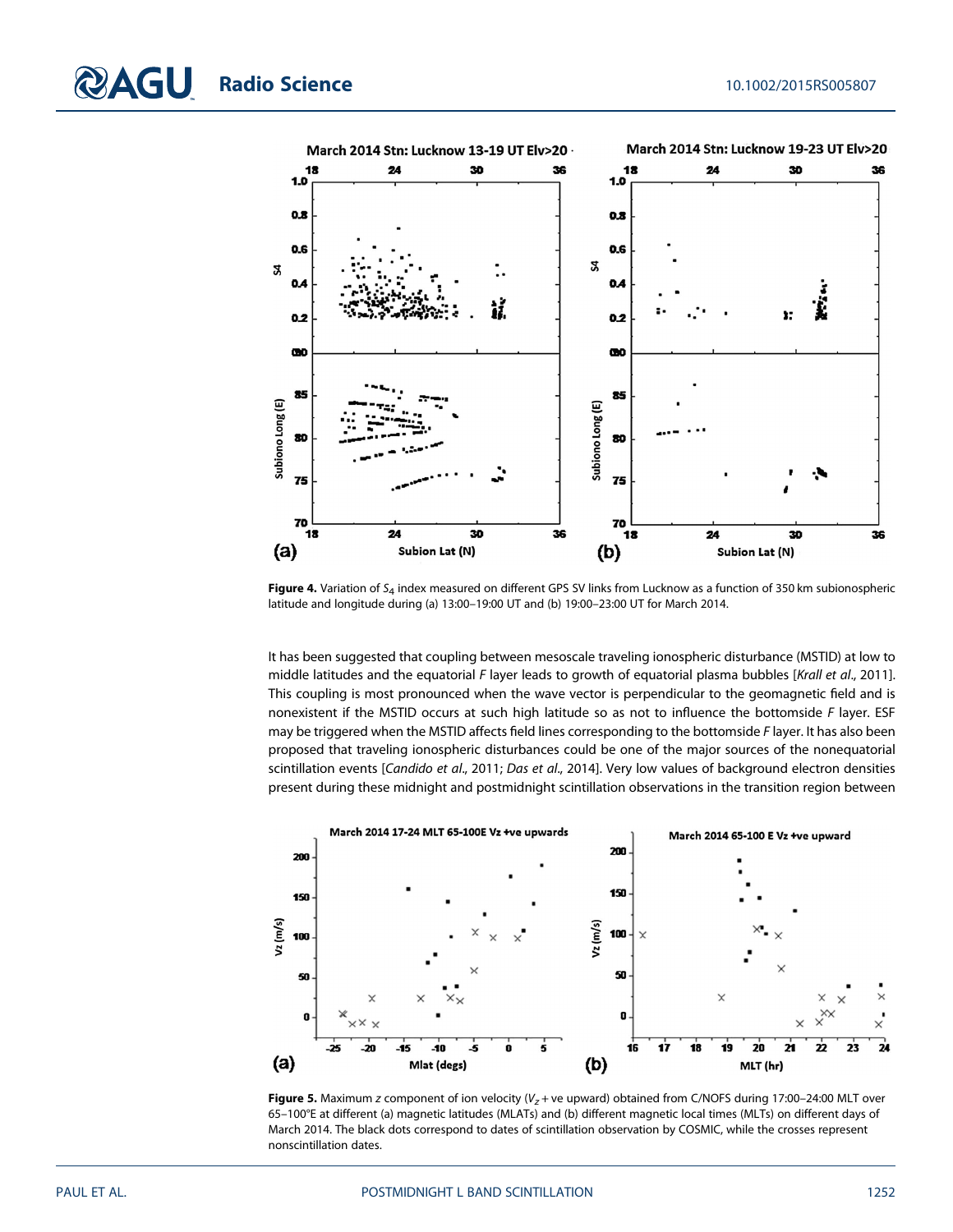**Figure 4.** Variation of $S_4$ index measured on different GPS SV links from Lucknow as a function of 350 km subionospheric latitude and longitude during (a) 13:00–19:00 UT and (b) 19:00–23:00 UT for March 2014.

It has been suggested that coupling between mesoscale traveling ionospheric disturbance (MSTID) at low to middle latitudes and the equatorial *F* layer leads to growth of equatorial plasma bubbles [*Krall et al*., 2011]. This coupling is most pronounced when the wave vector is perpendicular to the geomagnetic field and is nonexistent if the MSTID occurs at such high latitude so as not to influence the bottomside *F* layer. ESF may be triggered when the MSTID affects field lines corresponding to the bottomside *F* layer. It has also been proposed that traveling ionospheric disturbances could be one of the major sources of the nonequatorial scintillation events [*Candido et al*., 2011; *Das et al*., 2014]. Very low values of background electron densities present during these midnight and postmidnight scintillation observations in the transition region between

**Figure 5.** Maximum *z* component of ion velocity ($V_z$ + ve upward) obtained from C/NOFS during 17:00–24:00 MLT over 65–100°E at different (a) magnetic latitudes (MLATs) and (b) different magnetic local times (MLTs) on different days of March 2014. The black dots correspond to dates of scintillation observation by COSMIC, while the crosses represent nonscintillation dates.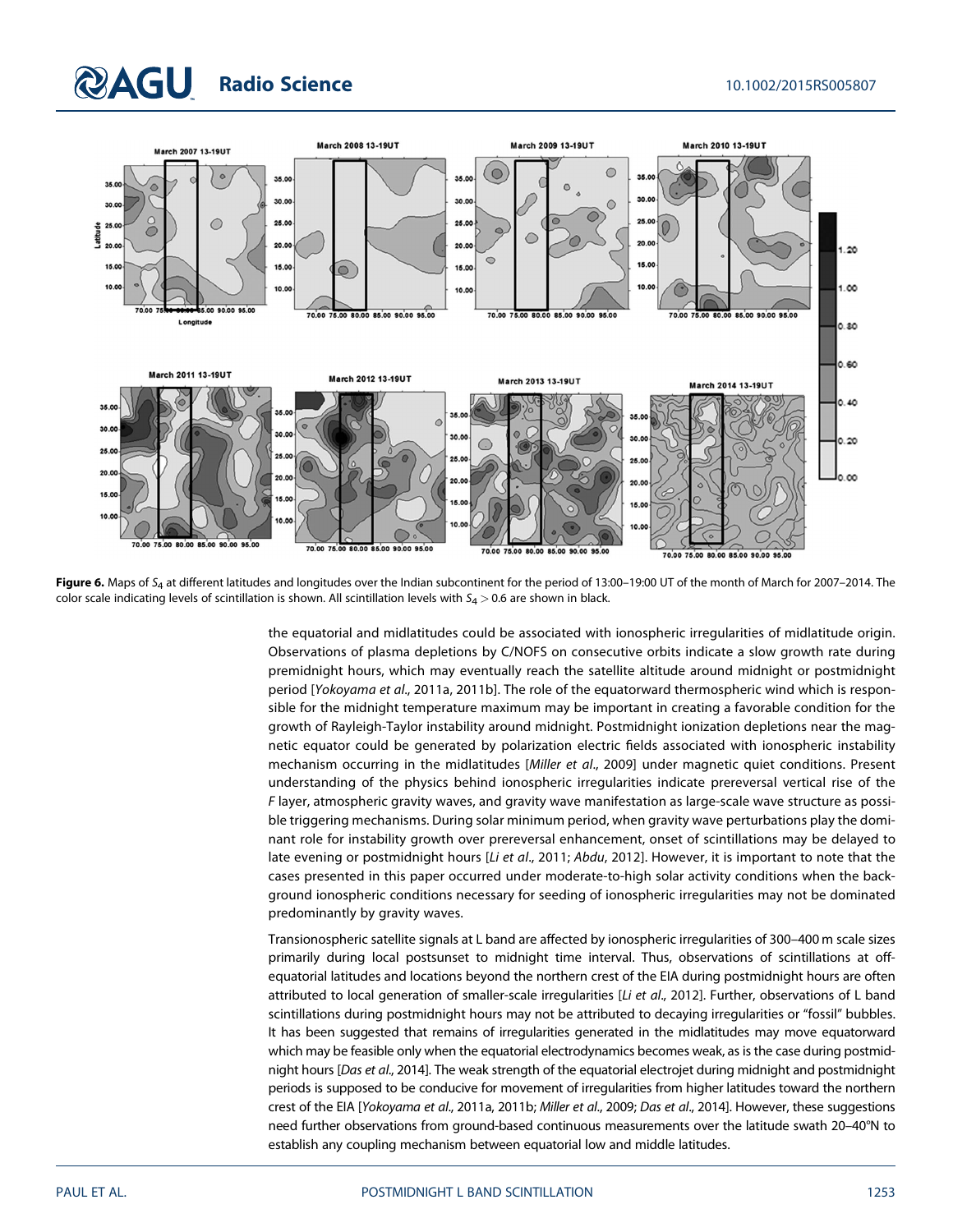**Figure 6.** Maps of $S_4$ at different latitudes and longitudes over the Indian subcontinent for the period of 13:00–19:00 UT of the month of March for 2007–2014. The color scale indicating levels of scintillation is shown. All scintillation levels with $S_4 > 0.6$ are shown in black.

the equatorial and midlatitudes could be associated with ionospheric irregularities of midlatitude origin. Observations of plasma depletions by C/NOFS on consecutive orbits indicate a slow growth rate during premidnight hours, which may eventually reach the satellite altitude around midnight or postmidnight period [*Yokoyama et al.*, 2011a, 2011b]. The role of the equatorward thermospheric wind which is responsible for the midnight temperature maximum may be important in creating a favorable condition for the growth of Rayleigh-Taylor instability around midnight. Postmidnight ionization depletions near the magnetic equator could be generated by polarization electric fields associated with ionospheric instability mechanism occurring in the midlatitudes [*Miller et al.*, 2009] under magnetic quiet conditions. Present understanding of the physics behind ionospheric irregularities indicate prereversal vertical rise of the *F* layer, atmospheric gravity waves, and gravity wave manifestation as large-scale wave structure as possible triggering mechanisms. During solar minimum period, when gravity wave perturbations play the dominant role for instability growth over prereversal enhancement, onset of scintillations may be delayed to late evening or postmidnight hours [*Li et al.*, 2011; *Abdu*, 2012]. However, it is important to note that the cases presented in this paper occurred under moderate-to-high solar activity conditions when the background ionospheric conditions necessary for seeding of ionospheric irregularities may not be dominated predominantly by gravity waves.

Transionospheric satellite signals at L band are affected by ionospheric irregularities of 300–400 m scale sizes primarily during local postsunset to midnight time interval. Thus, observations of scintillations at off-equatorial latitudes and locations beyond the northern crest of the EIA during postmidnight hours are often attributed to local generation of smaller-scale irregularities [*Li et al.*, 2012]. Further, observations of L band scintillations during postmidnight hours may not be attributed to decaying irregularities or "fossil" bubbles. It has been suggested that remains of irregularities generated in the midlatitudes may move equatorward which may be feasible only when the equatorial electrodynamics becomes weak, as is the case during postmidnight hours [*Das et al.*, 2014]. The weak strength of the equatorial electrojet during midnight and postmidnight periods is supposed to be conducive for movement of irregularities from higher latitudes toward the northern crest of the EIA [*Yokoyama et al.*, 2011a, 2011b; *Miller et al.*, 2009; *Das et al.*, 2014]. However, these suggestions need further observations from ground-based continuous measurements over the latitude swath 20–40°N to establish any coupling mechanism between equatorial low and middle latitudes.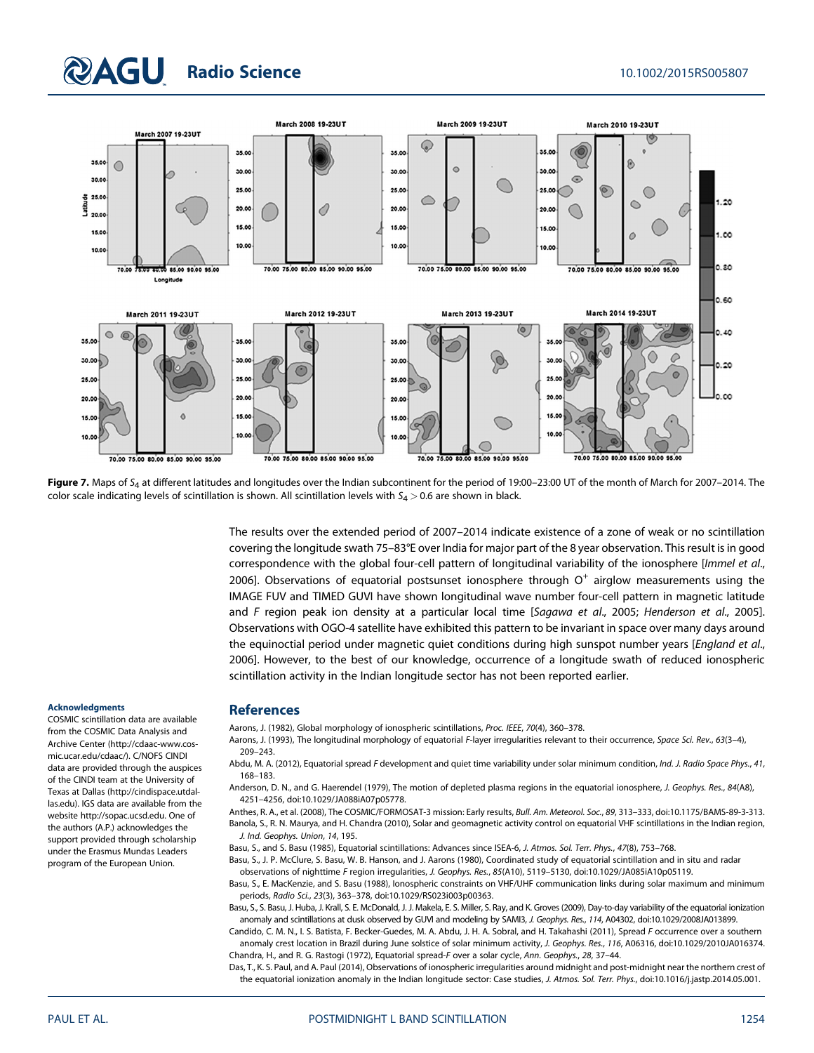**Figure 7.** Maps of $S_4$ at different latitudes and longitudes over the Indian subcontinent for the period of 19:00–23:00 UT of the month of March for 2007–2014. The color scale indicating levels of scintillation is shown. All scintillation levels with $S_4 > 0.6$ are shown in black.

The results over the extended period of 2007–2014 indicate existence of a zone of weak or no scintillation covering the longitude swath 75–83°E over India for major part of the 8 year observation. This result is in good correspondence with the global four-cell pattern of longitudinal variability of the ionosphere [*Immel et al.*, 2006]. Observations of equatorial postsunset ionosphere through $O^+$ airglow measurements using the IMAGE FUV and TIMED GUVI have shown longitudinal wave number four-cell pattern in magnetic latitude and *F* region peak ion density at a particular local time [*Sagawa et al.*, 2005; *Henderson et al.*, 2005]. Observations with OGO-4 satellite have exhibited this pattern to be invariant in space over many days around the equinoctial period under magnetic quiet conditions during high sunspot number years [*England et al.*, 2006]. However, to the best of our knowledge, occurrence of a longitude swath of reduced ionospheric scintillation activity in the Indian longitude sector has not been reported earlier.

#### Acknowledgments

COSMIC scintillation data are available from the COSMIC Data Analysis and Archive Center (http://cdaac-www.cosmic.ucar.edu/cdaac/). C/NOFS CINDI data are provided through the auspices of the CINDI team at the University of Texas at Dallas (http://cindispace.utdallas.edu). IGS data are available from the website http://sopac.ucsd.edu. One of the authors (A.P.) acknowledges the support provided through scholarship under the Erasmus Mundas Leaders program of the European Union.

## References

Aarons, J. (1982), Global morphology of ionospheric scintillations, *Proc. IEEE*, *70*(4), 360–378.

Aarons, J. (1993), The longitudinal morphology of equatorial *F*-layer irregularities relevant to their occurrence, *Space Sci. Rev.*, *63*(3–4), 209–243.

Abdu, M. A. (2012), Equatorial spread *F* development and quiet time variability under solar minimum condition, *Ind. J. Radio Space Phys.*, *41*, 168–183.

Anderson, D. N., and G. Haerendel (1979), The motion of depleted plasma regions in the equatorial ionosphere, *J. Geophys. Res.*, *84*(A8), 4251–4256, doi:10.1029/JA088iA07p05778.

Anthes, R. A., et al. (2008), The COSMIC/FORMOSAT-3 mission: Early results, *Bull. Am. Meteorol. Soc.*, *89*, 313–333, doi:10.1175/BAMS-89-3-313.

Banola, S., R. N. Maurya, and H. Chandra (2010), Solar and geomagnetic activity control on equatorial VHF scintillations in the Indian region, *J. Ind. Geophys. Union*, *14*, 195.

Basu, S., and S. Basu (1985), Equatorial scintillations: Advances since ISEA-6, *J. Atmos. Sol. Terr. Phys.*, *47*(8), 753–768.

Basu, S., J. P. McClure, S. Basu, W. B. Hanson, and J. Aarons (1980), Coordinated study of equatorial scintillation and in situ and radar observations of nighttime *F* region irregularities, *J. Geophys. Res.*, *85*(A10), 5119–5130, doi:10.1029/JA085iA10p05119.

Basu, S., E. MacKenzie, and S. Basu (1988), Ionospheric constraints on VHF/UHF communication links during solar maximum and minimum periods, *Radio Sci.*, *23*(3), 363–378, doi:10.1029/RS023i003p00363.

Basu, S., S. Basu, J. Huba, J. Krall, S. E. McDonald, J. J. Makela, E. S. Miller, S. Ray, and K. Groves (2009), Day-to-day variability of the equatorial ionization anomaly and scintillations at dusk observed by GUVI and modeling by SAMI3, *J. Geophys. Res.*, *114*, A04302, doi:10.1029/2008JA013899.

Candido, C. M. N., I. S. Batista, F. Becker-Guedes, M. A. Abdu, J. H. A. Sobral, and H. Takahashi (2011), Spread *F* occurrence over a southern anomaly crest location in Brazil during June solstice of solar minimum activity, *J. Geophys. Res.*, *116*, A06316, doi:10.1029/2010JA016374.

Chandra, H., and R. G. Rastogi (1972), Equatorial spread-*F* over a solar cycle, *Ann. Geophys.*, *28*, 37–44.

Das, T., K. S. Paul, and A. Paul (2014), Observations of ionospheric irregularities around midnight and post-midnight near the northern crest of the equatorial ionization anomaly in the Indian longitude sector: Case studies, *J. Atmos. Sol. Terr. Phys.*, doi:10.1016/j.jastp.2014.05.001.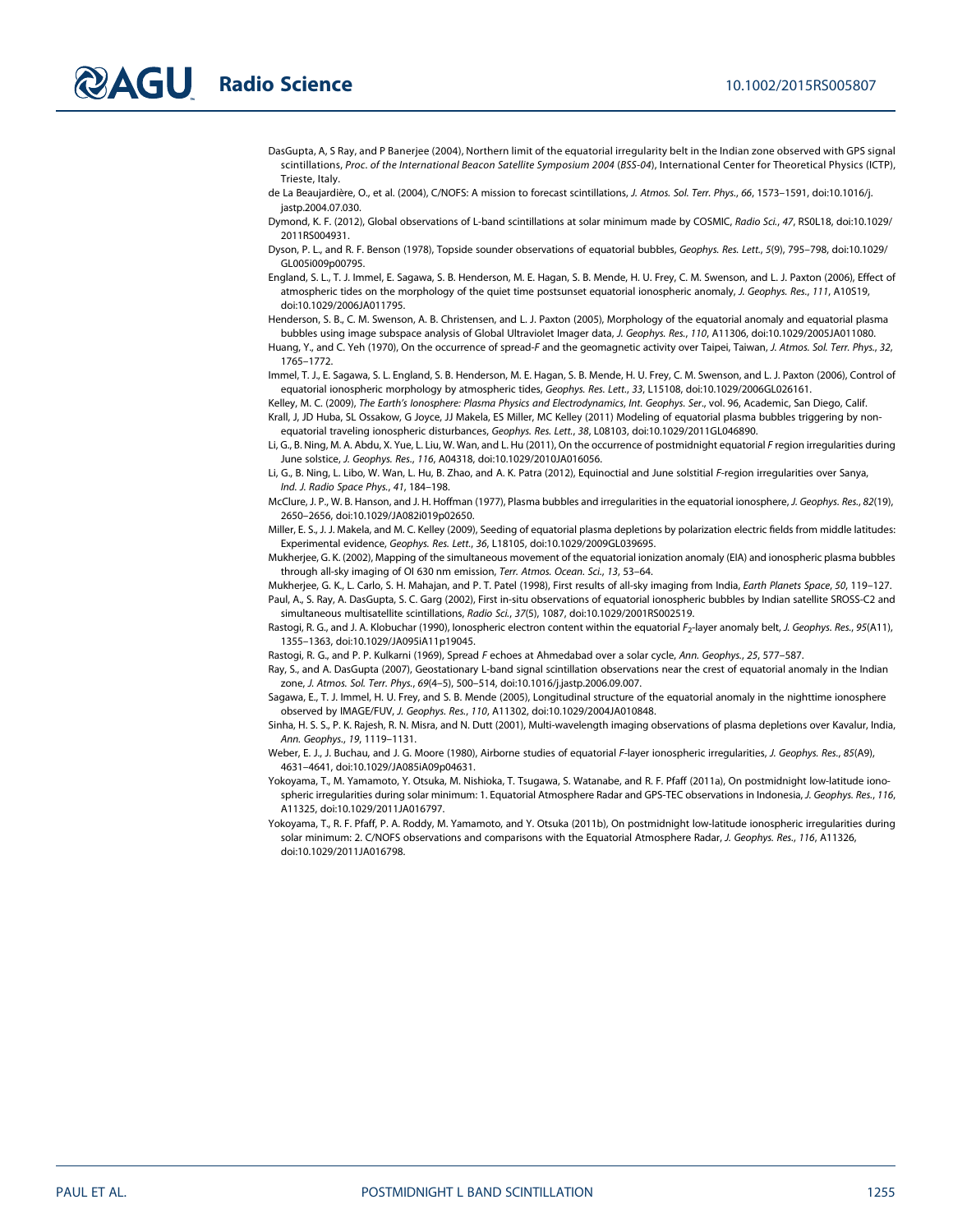DasGupta, A, S Ray, and P Banerjee (2004), Northern limit of the equatorial irregularity belt in the Indian zone observed with GPS signal scintillations, *Proc. of the International Beacon Satellite Symposium 2004* (*BSS-04*), International Center for Theoretical Physics (ICTP), Trieste, Italy.

de La Beaujardière, O., et al. (2004), C/NOFS: A mission to forecast scintillations, *J. Atmos. Sol. Terr. Phys.*, *66*, 1573–1591, doi:10.1016/j.jastp.2004.07.030.

Dymond, K. F. (2012), Global observations of L-band scintillations at solar minimum made by COSMIC, *Radio Sci.*, *47*, RS0L18, doi:10.1029/2011RS004931.

Dyson, P. L., and R. F. Benson (1978), Topside sounder observations of equatorial bubbles, *Geophys. Res. Lett.*, *5*(9), 795–798, doi:10.1029/GL005i009p00795.

England, S. L., T. J. Immel, E. Sagawa, S. B. Henderson, M. E. Hagan, S. B. Mende, H. U. Frey, C. M. Swenson, and L. J. Paxton (2006), Effect of atmospheric tides on the morphology of the quiet time postsunset equatorial ionospheric anomaly, *J. Geophys. Res.*, *111*, A10S19, doi:10.1029/2006JA011795.

Henderson, S. B., C. M. Swenson, A. B. Christensen, and L. J. Paxton (2005), Morphology of the equatorial anomaly and equatorial plasma bubbles using image subspace analysis of Global Ultraviolet Imager data, *J. Geophys. Res.*, *110*, A11306, doi:10.1029/2005JA011080.

Huang, Y., and C. Yeh (1970), On the occurrence of spread-*F* and the geomagnetic activity over Taipei, Taiwan, *J. Atmos. Sol. Terr. Phys.*, *32*, 1765–1772.

Immel, T. J., E. Sagawa, S. L. England, S. B. Henderson, M. E. Hagan, S. B. Mende, H. U. Frey, C. M. Swenson, and L. J. Paxton (2006), Control of equatorial ionospheric morphology by atmospheric tides, *Geophys. Res. Lett.*, *33*, L15108, doi:10.1029/2006GL026161.

Kelley, M. C. (2009), *The Earth's Ionosphere: Plasma Physics and Electrodynamics*, *Int. Geophys. Ser*., vol. 96, Academic, San Diego, Calif.

Krall, J, JD Huba, SL Ossakow, G Joyce, JJ Makela, ES Miller, MC Kelley (2011) Modeling of equatorial plasma bubbles triggering by non-equatorial traveling ionospheric disturbances, *Geophys. Res. Lett.*, *38*, L08103, doi:10.1029/2011GL046890.

Li, G., B. Ning, M. A. Abdu, X. Yue, L. Liu, W. Wan, and L. Hu (2011), On the occurrence of postmidnight equatorial *F* region irregularities during June solstice, *J. Geophys. Res.*, *116*, A04318, doi:10.1029/2010JA016056.

Li, G., B. Ning, L. Libo, W. Wan, L. Hu, B. Zhao, and A. K. Patra (2012), Equinoctial and June solstitial *F*-region irregularities over Sanya, *Ind. J. Radio Space Phys.*, *41*, 184–198.

McClure, J. P., W. B. Hanson, and J. H. Hoffman (1977), Plasma bubbles and irregularities in the equatorial ionosphere, *J. Geophys. Res.*, *82*(19), 2650–2656, doi:10.1029/JA082i019p02650.

Miller, E. S., J. J. Makela, and M. C. Kelley (2009), Seeding of equatorial plasma depletions by polarization electric fields from middle latitudes: Experimental evidence, *Geophys. Res. Lett.*, *36*, L18105, doi:10.1029/2009GL039695.

Mukherjee, G. K. (2002), Mapping of the simultaneous movement of the equatorial ionization anomaly (EIA) and ionospheric plasma bubbles through all-sky imaging of OI 630 nm emission, *Terr. Atmos. Ocean. Sci.*, *13*, 53–64.

Mukherjee, G. K., L. Carlo, S. H. Mahajan, and P. T. Patel (1998), First results of all-sky imaging from India, *Earth Planets Space*, *50*, 119–127.

Paul, A., S. Ray, A. DasGupta, S. C. Garg (2002), First in-situ observations of equatorial ionospheric bubbles by Indian satellite SROSS-C2 and simultaneous multisatellite scintillations, *Radio Sci.*, *37*(5), 1087, doi:10.1029/2001RS002519.

Rastogi, R. G., and J. A. Klobuchar (1990), Ionospheric electron content within the equatorial $F_2$-layer anomaly belt, *J. Geophys. Res.*, *95*(A11), 1355–1363, doi:10.1029/JA095iA11p19045.

Rastogi, R. G., and P. P. Kulkarni (1969), Spread *F* echoes at Ahmedabad over a solar cycle, *Ann. Geophys.*, *25*, 577–587.

Ray, S., and A. DasGupta (2007), Geostationary L-band signal scintillation observations near the crest of equatorial anomaly in the Indian zone, *J. Atmos. Sol. Terr. Phys.*, *69*(4–5), 500–514, doi:10.1016/j.jastp.2006.09.007.

Sagawa, E., T. J. Immel, H. U. Frey, and S. B. Mende (2005), Longitudinal structure of the equatorial anomaly in the nighttime ionosphere observed by IMAGE/FUV, *J. Geophys. Res.*, *110*, A11302, doi:10.1029/2004JA010848.

Sinha, H. S. S., P. K. Rajesh, R. N. Misra, and N. Dutt (2001), Multi-wavelength imaging observations of plasma depletions over Kavalur, India, *Ann. Geophys.*, *19*, 1119–1131.

Weber, E. J., J. Buchau, and J. G. Moore (1980), Airborne studies of equatorial *F*-layer ionospheric irregularities, *J. Geophys. Res.*, *85*(A9), 4631–4641, doi:10.1029/JA085iA09p04631.

Yokoyama, T., M. Yamamoto, Y. Otsuka, M. Nishioka, T. Tsugawa, S. Watanabe, and R. F. Pfaff (2011a), On postmidnight low-latitude ionospheric irregularities during solar minimum: 1. Equatorial Atmosphere Radar and GPS-TEC observations in Indonesia, *J. Geophys. Res.*, *116*, A11325, doi:10.1029/2011JA016797.

Yokoyama, T., R. F. Pfaff, P. A. Roddy, M. Yamamoto, and Y. Otsuka (2011b), On postmidnight low-latitude ionospheric irregularities during solar minimum: 2. C/NOFS observations and comparisons with the Equatorial Atmosphere Radar, *J. Geophys. Res.*, *116*, A11326, doi:10.1029/2011JA016798.